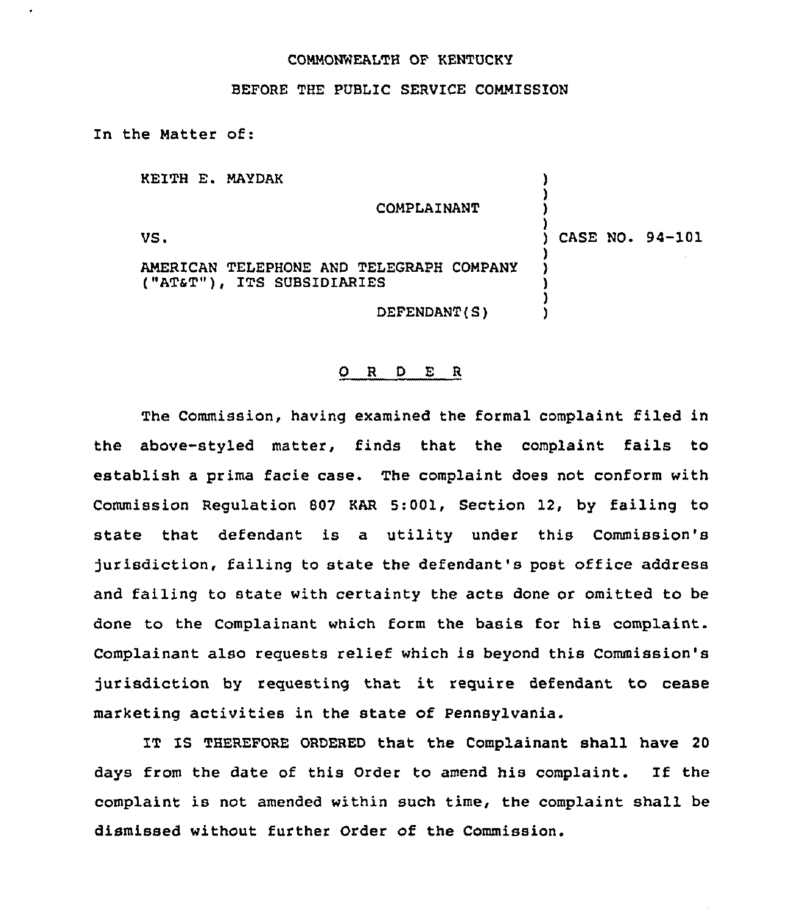COMMONWEALTH OF KENTUCKY

BEFORE THE PUBLIC SERVICE COMMISSION

In the Matter of:

KEITH E. MAYDAK

COMPLAINANT

VS.

AMERICAN TELEPHONE AND TELEGRAPH COMPANY ("AT&T"), ITS SUBSIDIARIES

DEFENDANT(S)

CASE NO. 94-101

O R D E R

The Commission, having examined the formal complaint filed in the above-styled matter, finds that the complaint fails to establish a prima facie case. The complaint does not conform with Commission Regulation 807 KAR 5:001, Section 12, by failing to state that defendant is a utility under this Commission's jurisdiction, failing to state the defendant's post office address and failing to state with certainty the acts done or omitted to be done to the Complainant which form the basis for his complaint. Complainant also requests relief which is beyond this Commission's jurisdiction by requesting that it require defendant to cease marketing activities in the state of Pennsylvania.

IT IS THEREFORE ORDERED that the Complainant shall have 20 days from the date of this Order to amend his complaint. If the complaint is not amended within such time, the complaint shall be dismissed without further Order of the Commission.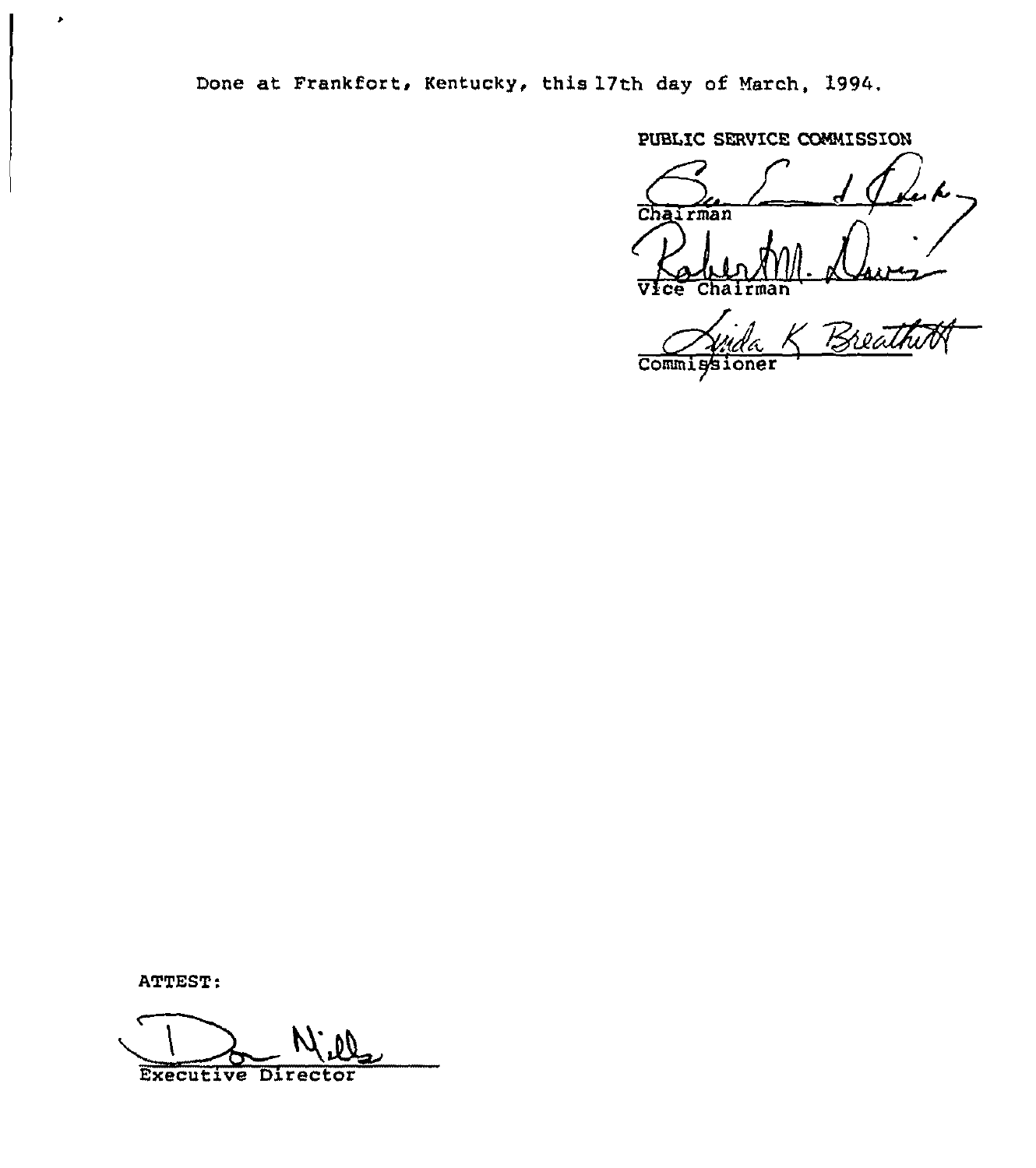Done at Frankfort, Kentucky, this 17th day of March, 1994.

PUBLIC SERVICE COMMISSION

Chairman

Vice Chairman

Commissioner

ATTEST:

Executive Director